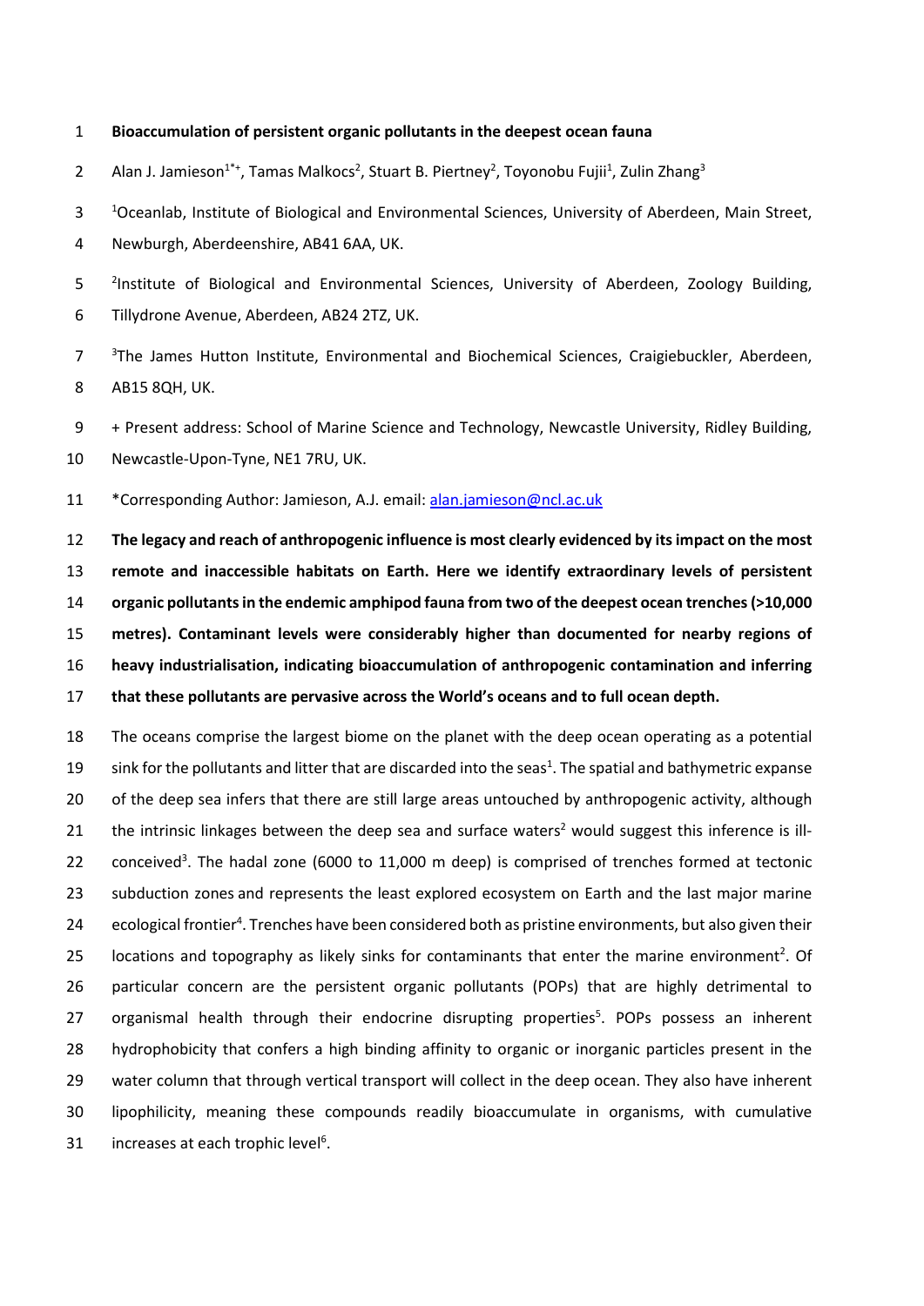# Bioaccumulation of persistent organic pollutants in the deepest ocean fauna

Alan J. Jamieson[1*+], Tamas Malkocs[2], Stuart B. Piertney[2], Toyonobu Fujii[1], Zulin Zhang[3]

[1]Oceanlab, Institute of Biological and Environmental Sciences, University of Aberdeen, Main Street, Newburgh, Aberdeenshire, AB41 6AA, UK.

[2]Institute of Biological and Environmental Sciences, University of Aberdeen, Zoology Building, Tillydrone Avenue, Aberdeen, AB24 2TZ, UK.

[3]The James Hutton Institute, Environmental and Biochemical Sciences, Craigiebuckler, Aberdeen, AB15 8QH, UK.

+ Present address: School of Marine Science and Technology, Newcastle University, Ridley Building, Newcastle-Upon-Tyne, NE1 7RU, UK.

*Corresponding Author: Jamieson, A.J. email: alan.jamieson@ncl.ac.uk

**The legacy and reach of anthropogenic influence is most clearly evidenced by its impact on the most remote and inaccessible habitats on Earth. Here we identify extraordinary levels of persistent organic pollutants in the endemic amphipod fauna from two of the deepest ocean trenches (>10,000 metres). Contaminant levels were considerably higher than documented for nearby regions of heavy industrialisation, indicating bioaccumulation of anthropogenic contamination and inferring that these pollutants are pervasive across the World's oceans and to full ocean depth.**

The oceans comprise the largest biome on the planet with the deep ocean operating as a potential sink for the pollutants and litter that are discarded into the seas[1]. The spatial and bathymetric expanse of the deep sea infers that there are still large areas untouched by anthropogenic activity, although the intrinsic linkages between the deep sea and surface waters[2] would suggest this inference is ill-conceived[3]. The hadal zone (6000 to 11,000 m deep) is comprised of trenches formed at tectonic subduction zones and represents the least explored ecosystem on Earth and the last major marine ecological frontier[4]. Trenches have been considered both as pristine environments, but also given their locations and topography as likely sinks for contaminants that enter the marine environment[2]. Of particular concern are the persistent organic pollutants (POPs) that are highly detrimental to organismal health through their endocrine disrupting properties[5]. POPs possess an inherent hydrophobicity that confers a high binding affinity to organic or inorganic particles present in the water column that through vertical transport will collect in the deep ocean. They also have inherent lipophilicity, meaning these compounds readily bioaccumulate in organisms, with cumulative increases at each trophic level[6].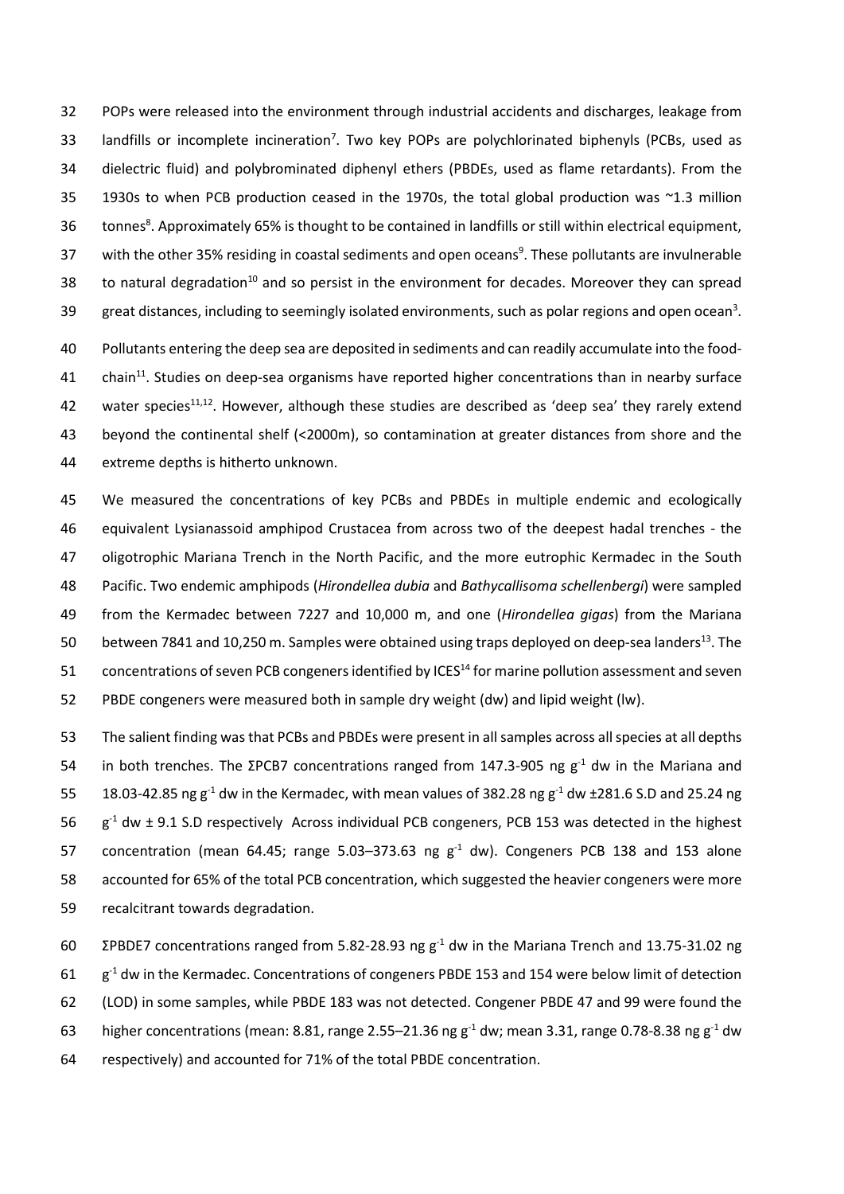POPs were released into the environment through industrial accidents and discharges, leakage from landfills or incomplete incineration[7]. Two key POPs are polychlorinated biphenyls (PCBs, used as dielectric fluid) and polybrominated diphenyl ethers (PBDEs, used as flame retardants). From the 1930s to when PCB production ceased in the 1970s, the total global production was ~1.3 million tonnes[8]. Approximately 65% is thought to be contained in landfills or still within electrical equipment, with the other 35% residing in coastal sediments and open oceans[9]. These pollutants are invulnerable to natural degradation[10] and so persist in the environment for decades. Moreover they can spread great distances, including to seemingly isolated environments, such as polar regions and open ocean[3].

Pollutants entering the deep sea are deposited in sediments and can readily accumulate into the food-chain[11]. Studies on deep-sea organisms have reported higher concentrations than in nearby surface water species[11,12]. However, although these studies are described as 'deep sea' they rarely extend beyond the continental shelf (<2000m), so contamination at greater distances from shore and the extreme depths is hitherto unknown.

We measured the concentrations of key PCBs and PBDEs in multiple endemic and ecologically equivalent Lysianassoid amphipod Crustacea from across two of the deepest hadal trenches - the oligotrophic Mariana Trench in the North Pacific, and the more eutrophic Kermadec in the South Pacific. Two endemic amphipods (*Hirondellea dubia* and *Bathycallisoma schellenbergi*) were sampled from the Kermadec between 7227 and 10,000 m, and one (*Hirondellea gigas*) from the Mariana between 7841 and 10,250 m. Samples were obtained using traps deployed on deep-sea landers[13]. The concentrations of seven PCB congeners identified by ICES[14] for marine pollution assessment and seven PBDE congeners were measured both in sample dry weight (dw) and lipid weight (lw).

The salient finding was that PCBs and PBDEs were present in all samples across all species at all depths in both trenches. The ΣPCB7 concentrations ranged from 147.3-905 ng $g^{-1}$ dw in the Mariana and 18.03-42.85 ng $g^{-1}$ dw in the Kermadec, with mean values of 382.28 ng $g^{-1}$ dw ±281.6 S.D and 25.24 ng $g^{-1}$ dw ± 9.1 S.D respectively Across individual PCB congeners, PCB 153 was detected in the highest concentration (mean 64.45; range 5.03–373.63 ng $g^{-1}$ dw). Congeners PCB 138 and 153 alone accounted for 65% of the total PCB concentration, which suggested the heavier congeners were more recalcitrant towards degradation.

ΣPBDE7 concentrations ranged from 5.82-28.93 ng $g^{-1}$ dw in the Mariana Trench and 13.75-31.02 ng $g^{-1}$ dw in the Kermadec. Concentrations of congeners PBDE 153 and 154 were below limit of detection (LOD) in some samples, while PBDE 183 was not detected. Congener PBDE 47 and 99 were found the higher concentrations (mean: 8.81, range 2.55–21.36 ng $g^{-1}$ dw; mean 3.31, range 0.78-8.38 ng $g^{-1}$ dw respectively) and accounted for 71% of the total PBDE concentration.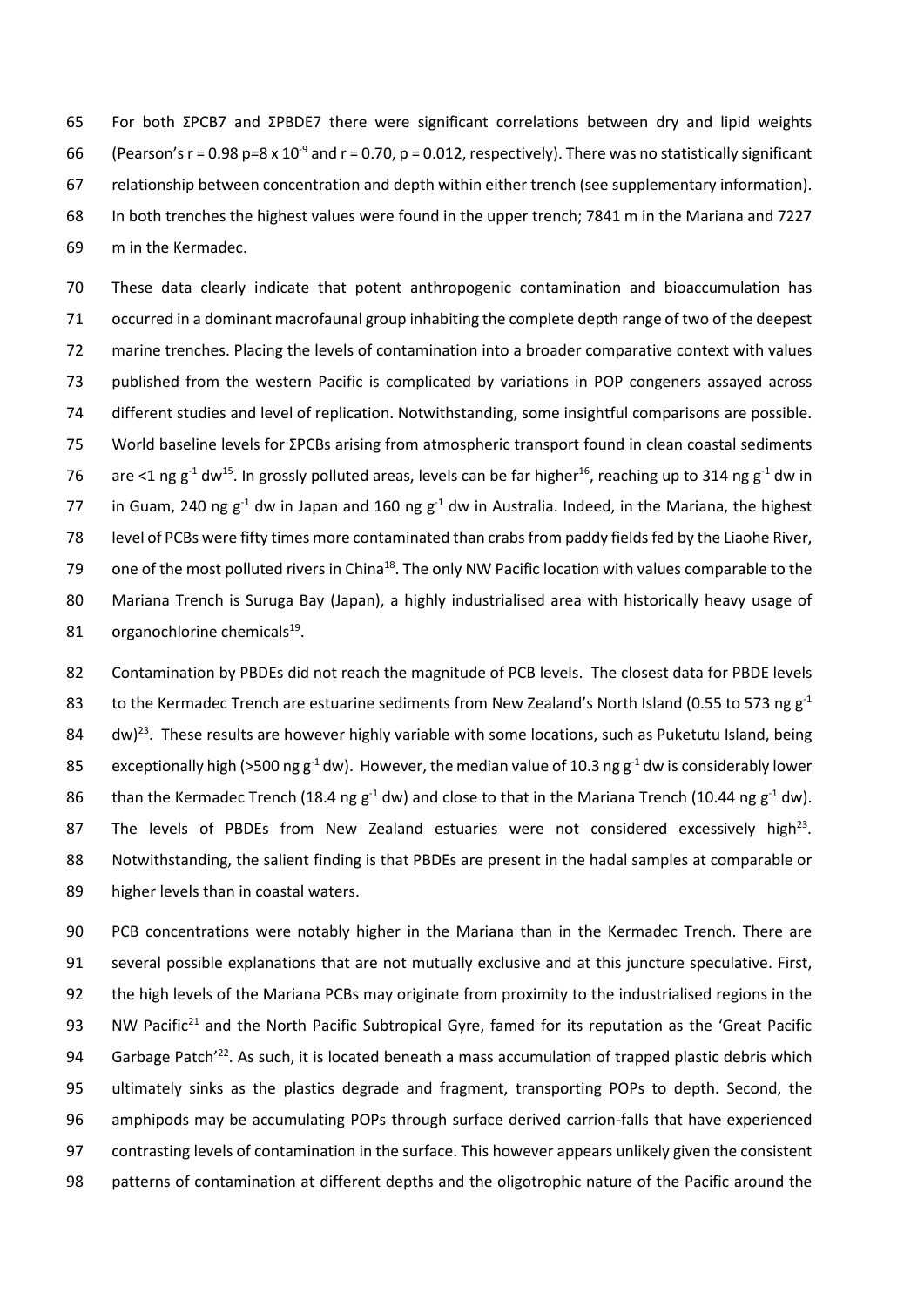For both ΣPCB7 and ΣPBDE7 there were significant correlations between dry and lipid weights (Pearson's $r = 0.98$ $p = 8 \times 10^{-9}$ and $r = 0.70$, $p = 0.012$, respectively). There was no statistically significant relationship between concentration and depth within either trench (see supplementary information). In both trenches the highest values were found in the upper trench; 7841 m in the Mariana and 7227 m in the Kermadec.

These data clearly indicate that potent anthropogenic contamination and bioaccumulation has occurred in a dominant macrofaunal group inhabiting the complete depth range of two of the deepest marine trenches. Placing the levels of contamination into a broader comparative context with values published from the western Pacific is complicated by variations in POP congeners assayed across different studies and level of replication. Notwithstanding, some insightful comparisons are possible. World baseline levels for ΣPCBs arising from atmospheric transport found in clean coastal sediments are <1 ng $g^{-1}$ dw[15]. In grossly polluted areas, levels can be far higher[16], reaching up to 314 ng $g^{-1}$ dw in in Guam, 240 ng $g^{-1}$ dw in Japan and 160 ng $g^{-1}$ dw in Australia. Indeed, in the Mariana, the highest level of PCBs were fifty times more contaminated than crabs from paddy fields fed by the Liaohe River, one of the most polluted rivers in China[18]. The only NW Pacific location with values comparable to the Mariana Trench is Suruga Bay (Japan), a highly industrialised area with historically heavy usage of organochlorine chemicals[19].

Contamination by PBDEs did not reach the magnitude of PCB levels. The closest data for PBDE levels to the Kermadec Trench are estuarine sediments from New Zealand's North Island (0.55 to 573 ng $g^{-1}$ dw)[23]. These results are however highly variable with some locations, such as Puketutu Island, being exceptionally high (>500 ng $g^{-1}$ dw). However, the median value of 10.3 ng $g^{-1}$ dw is considerably lower than the Kermadec Trench (18.4 ng $g^{-1}$ dw) and close to that in the Mariana Trench (10.44 ng $g^{-1}$ dw). The levels of PBDEs from New Zealand estuaries were not considered excessively high[23]. Notwithstanding, the salient finding is that PBDEs are present in the hadal samples at comparable or higher levels than in coastal waters.

PCB concentrations were notably higher in the Mariana than in the Kermadec Trench. There are several possible explanations that are not mutually exclusive and at this juncture speculative. First, the high levels of the Mariana PCBs may originate from proximity to the industrialised regions in the NW Pacific[21] and the North Pacific Subtropical Gyre, famed for its reputation as the 'Great Pacific Garbage Patch'[22]. As such, it is located beneath a mass accumulation of trapped plastic debris which ultimately sinks as the plastics degrade and fragment, transporting POPs to depth. Second, the amphipods may be accumulating POPs through surface derived carrion-falls that have experienced contrasting levels of contamination in the surface. This however appears unlikely given the consistent patterns of contamination at different depths and the oligotrophic nature of the Pacific around the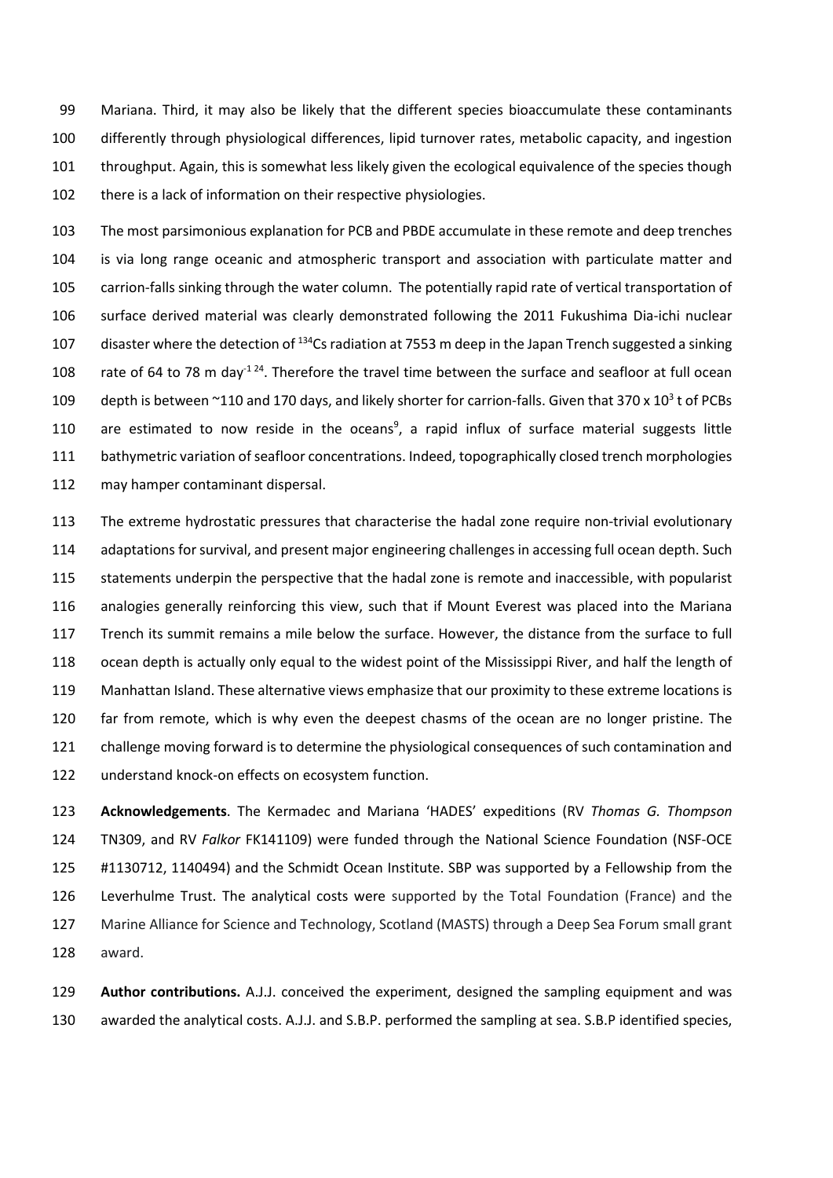Mariana. Third, it may also be likely that the different species bioaccumulate these contaminants differently through physiological differences, lipid turnover rates, metabolic capacity, and ingestion throughput. Again, this is somewhat less likely given the ecological equivalence of the species though there is a lack of information on their respective physiologies.

The most parsimonious explanation for PCB and PBDE accumulate in these remote and deep trenches is via long range oceanic and atmospheric transport and association with particulate matter and carrion-falls sinking through the water column. The potentially rapid rate of vertical transportation of surface derived material was clearly demonstrated following the 2011 Fukushima Dia-ichi nuclear disaster where the detection of $^{134}Cs$ radiation at 7553 m deep in the Japan Trench suggested a sinking rate of 64 to 78 m $day^{-1}$ [24]. Therefore the travel time between the surface and seafloor at full ocean depth is between ~110 and 170 days, and likely shorter for carrion-falls. Given that 370 x $10^3$ t of PCBs are estimated to now reside in the oceans[9], a rapid influx of surface material suggests little bathymetric variation of seafloor concentrations. Indeed, topographically closed trench morphologies may hamper contaminant dispersal.

The extreme hydrostatic pressures that characterise the hadal zone require non-trivial evolutionary adaptations for survival, and present major engineering challenges in accessing full ocean depth. Such statements underpin the perspective that the hadal zone is remote and inaccessible, with popularist analogies generally reinforcing this view, such that if Mount Everest was placed into the Mariana Trench its summit remains a mile below the surface. However, the distance from the surface to full ocean depth is actually only equal to the widest point of the Mississippi River, and half the length of Manhattan Island. These alternative views emphasize that our proximity to these extreme locations is far from remote, which is why even the deepest chasms of the ocean are no longer pristine. The challenge moving forward is to determine the physiological consequences of such contamination and understand knock-on effects on ecosystem function.

**Acknowledgements**. The Kermadec and Mariana 'HADES' expeditions (RV *Thomas G. Thompson* TN309, and RV *Falkor* FK141109) were funded through the National Science Foundation (NSF-OCE #1130712, 1140494) and the Schmidt Ocean Institute. SBP was supported by a Fellowship from the Leverhulme Trust. The analytical costs were supported by the Total Foundation (France) and the Marine Alliance for Science and Technology, Scotland (MASTS) through a Deep Sea Forum small grant award.

**Author contributions.** A.J.J. conceived the experiment, designed the sampling equipment and was awarded the analytical costs. A.J.J. and S.B.P. performed the sampling at sea. S.B.P identified species,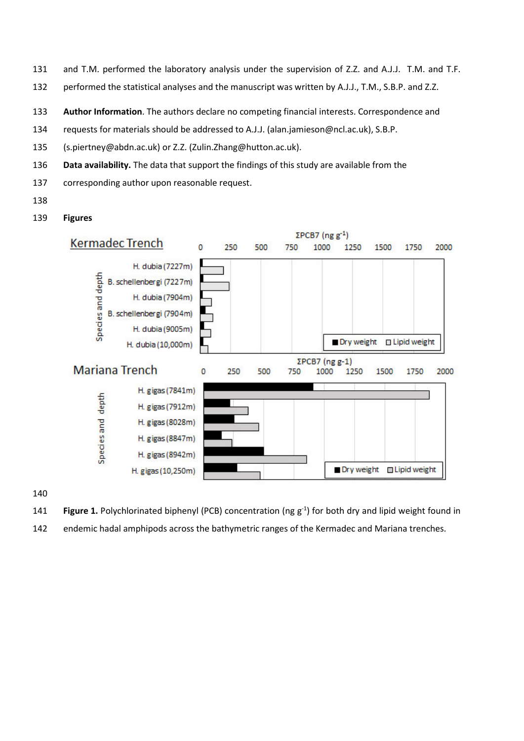and T.M. performed the laboratory analysis under the supervision of Z.Z. and A.J.J. T.M. and T.F. performed the statistical analyses and the manuscript was written by A.J.J., T.M., S.B.P. and Z.Z.

**Author Information**. The authors declare no competing financial interests. Correspondence and requests for materials should be addressed to A.J.J. (alan.jamieson@ncl.ac.uk), S.B.P. (s.piertney@abdn.ac.uk) or Z.Z. (Zulin.Zhang@hutton.ac.uk).

**Data availability.** The data that support the findings of this study are available from the corresponding author upon reasonable request.

**Figures**

**Figure 1.** Polychlorinated biphenyl (PCB) concentration (ng $g^{-1}$) for both dry and lipid weight found in endemic hadal amphipods across the bathymetric ranges of the Kermadec and Mariana trenches.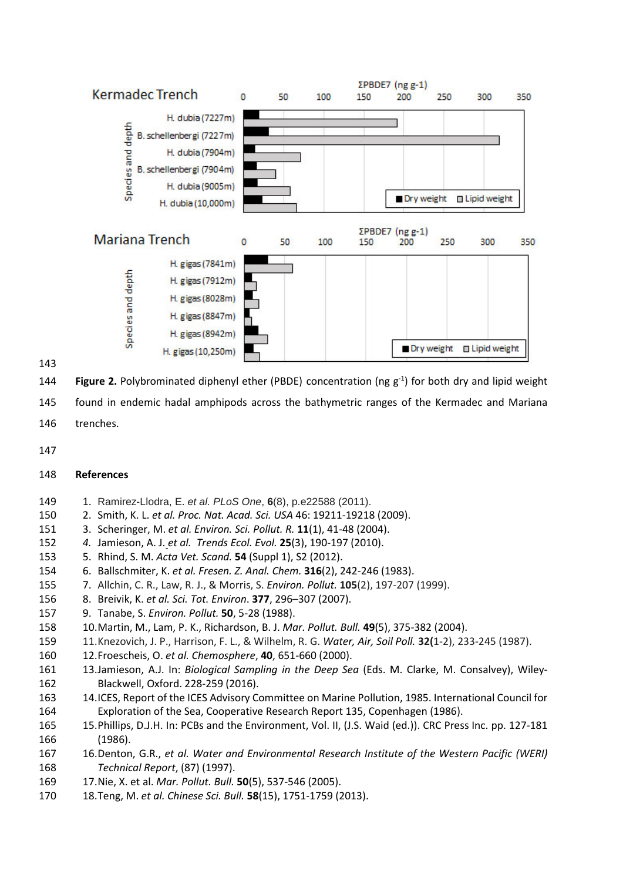**Figure 2.** Polybrominated diphenyl ether (PBDE) concentration (ng g$^{-1}$) for both dry and lipid weight found in endemic hadal amphipods across the bathymetric ranges of the Kermadec and Mariana trenches.

## References

1. Ramirez-Llodra, E. *et al. PLoS One*, **6**(8), p.e22588 (2011).
2. Smith, K. L. *et al. Proc. Nat. Acad. Sci. USA* 46: 19211-19218 (2009).
3. Scheringer, M. *et al. Environ. Sci. Pollut. R.* **11**(1), 41-48 (2004).
4. Jamieson, A. J. *et al. Trends Ecol. Evol.* **25**(3), 190-197 (2010).
5. Rhind, S. M. *Acta Vet. Scand.* **54** (Suppl 1), S2 (2012).
6. Ballschmiter, K. *et al. Fresen. Z. Anal. Chem.* **316**(2), 242-246 (1983).
7. Allchin, C. R., Law, R. J., & Morris, S. *Environ. Pollut.* **105**(2), 197-207 (1999).
8. Breivik, K. *et al. Sci. Tot. Environ.* **377**, 296–307 (2007).
9. Tanabe, S. *Environ. Pollut.* **50**, 5-28 (1988).
10. Martin, M., Lam, P. K., Richardson, B. J. *Mar. Pollut. Bull.* **49**(5), 375-382 (2004).
11. Knezovich, J. P., Harrison, F. L., & Wilhelm, R. G. *Water, Air, Soil Poll.* **32(**1-2), 233-245 (1987).
12. Froescheis, O. *et al. Chemosphere*, **40**, 651-660 (2000).
13. Jamieson, A.J. In: *Biological Sampling in the Deep Sea* (Eds. M. Clarke, M. Consalvey), Wiley-Blackwell, Oxford. 228-259 (2016).
14. ICES, Report of the ICES Advisory Committee on Marine Pollution, 1985. International Council for Exploration of the Sea, Cooperative Research Report 135, Copenhagen (1986).
15. Phillips, D.J.H. In: PCBs and the Environment, Vol. II, (J.S. Waid (ed.)). CRC Press Inc. pp. 127-181 (1986).
16. Denton, G.R., *et al. Water and Environmental Research Institute of the Western Pacific (WERI) Technical Report*, (87) (1997).
17. Nie, X. et al. *Mar. Pollut. Bull.* **50**(5), 537-546 (2005).
18. Teng, M. *et al. Chinese Sci. Bull.* **58**(15), 1751-1759 (2013).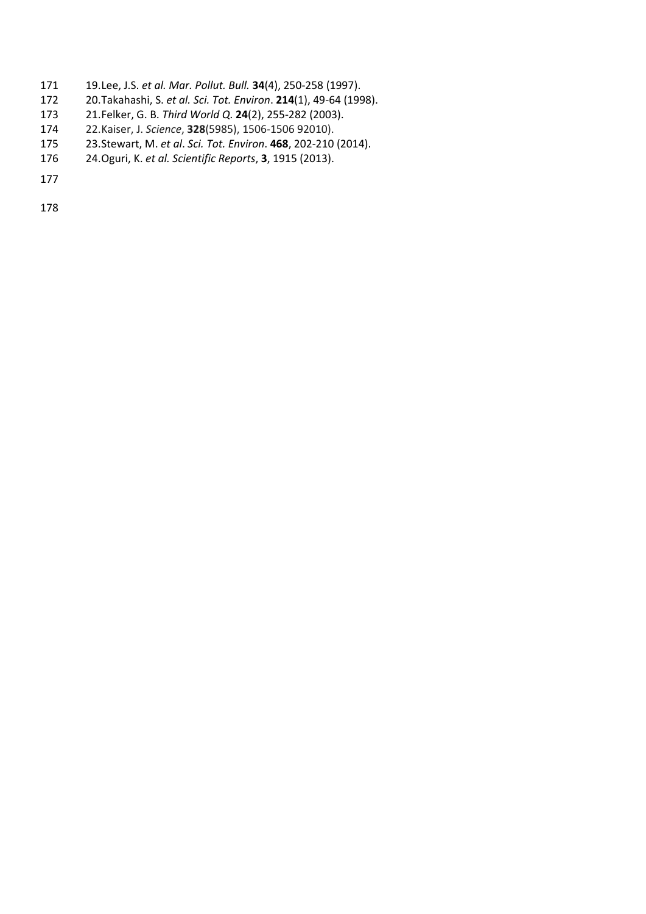19. Lee, J.S. *et al. Mar. Pollut. Bull.* **34**(4), 250-258 (1997).
20. Takahashi, S. *et al. Sci. Tot. Environ*. **214**(1), 49-64 (1998).
21. Felker, G. B. *Third World Q.* **24**(2), 255-282 (2003).
22. Kaiser, J. *Science*, **328**(5985), 1506-1506 92010).
23. Stewart, M. *et al*. *Sci. Tot. Environ*. **468**, 202-210 (2014).
24. Oguri, K. *et al. Scientific Reports*, **3**, 1915 (2013).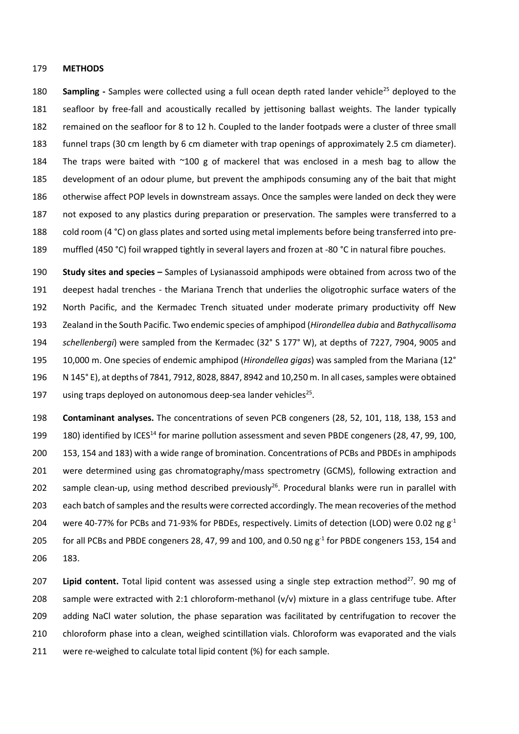## METHODS

**Sampling -** Samples were collected using a full ocean depth rated lander vehicle[25] deployed to the seafloor by free-fall and acoustically recalled by jettisoning ballast weights. The lander typically remained on the seafloor for 8 to 12 h. Coupled to the lander footpads were a cluster of three small funnel traps (30 cm length by 6 cm diameter with trap openings of approximately 2.5 cm diameter). The traps were baited with ~100 g of mackerel that was enclosed in a mesh bag to allow the development of an odour plume, but prevent the amphipods consuming any of the bait that might otherwise affect POP levels in downstream assays. Once the samples were landed on deck they were not exposed to any plastics during preparation or preservation. The samples were transferred to a cold room (4 °C) on glass plates and sorted using metal implements before being transferred into pre-muffled (450 °C) foil wrapped tightly in several layers and frozen at -80 °C in natural fibre pouches.

**Study sites and species –** Samples of Lysianassoid amphipods were obtained from across two of the deepest hadal trenches - the Mariana Trench that underlies the oligotrophic surface waters of the North Pacific, and the Kermadec Trench situated under moderate primary productivity off New Zealand in the South Pacific. Two endemic species of amphipod (*Hirondellea dubia* and *Bathycallisoma schellenbergi*) were sampled from the Kermadec (32° S 177° W), at depths of 7227, 7904, 9005 and 10,000 m. One species of endemic amphipod (*Hirondellea gigas*) was sampled from the Mariana (12° N 145° E), at depths of 7841, 7912, 8028, 8847, 8942 and 10,250 m. In all cases, samples were obtained using traps deployed on autonomous deep-sea lander vehicles[25].

**Contaminant analyses.** The concentrations of seven PCB congeners (28, 52, 101, 118, 138, 153 and 180) identified by ICES[14] for marine pollution assessment and seven PBDE congeners (28, 47, 99, 100, 153, 154 and 183) with a wide range of bromination. Concentrations of PCBs and PBDEs in amphipods were determined using gas chromatography/mass spectrometry (GCMS), following extraction and sample clean-up, using method described previously[26]. Procedural blanks were run in parallel with each batch of samples and the results were corrected accordingly. The mean recoveries of the method were 40-77% for PCBs and 71-93% for PBDEs, respectively. Limits of detection (LOD) were 0.02 ng $g^{-1}$ for all PCBs and PBDE congeners 28, 47, 99 and 100, and 0.50 ng $g^{-1}$ for PBDE congeners 153, 154 and 183.

**Lipid content.** Total lipid content was assessed using a single step extraction method[27]. 90 mg of sample were extracted with 2:1 chloroform-methanol (v/v) mixture in a glass centrifuge tube. After adding NaCl water solution, the phase separation was facilitated by centrifugation to recover the chloroform phase into a clean, weighed scintillation vials. Chloroform was evaporated and the vials were re-weighed to calculate total lipid content (%) for each sample.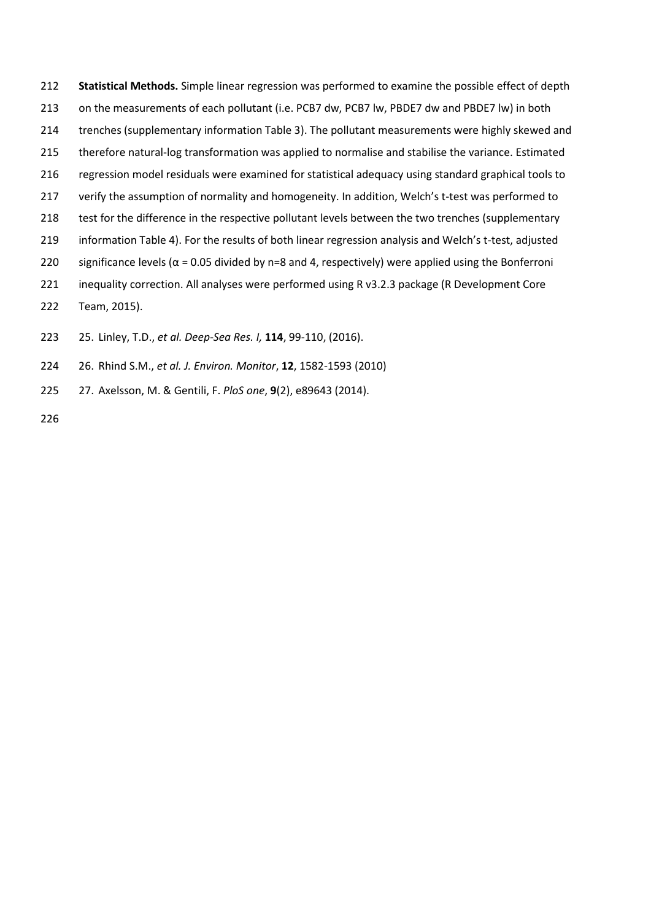**Statistical Methods.** Simple linear regression was performed to examine the possible effect of depth on the measurements of each pollutant (i.e. PCB7 dw, PCB7 lw, PBDE7 dw and PBDE7 lw) in both trenches (supplementary information Table 3). The pollutant measurements were highly skewed and therefore natural-log transformation was applied to normalise and stabilise the variance. Estimated regression model residuals were examined for statistical adequacy using standard graphical tools to verify the assumption of normality and homogeneity. In addition, Welch's t-test was performed to test for the difference in the respective pollutant levels between the two trenches (supplementary information Table 4). For the results of both linear regression analysis and Welch's t-test, adjusted significance levels ($\alpha = 0.05$ divided by n=8 and 4, respectively) were applied using the Bonferroni inequality correction. All analyses were performed using R v3.2.3 package (R Development Core Team, 2015).

25. Linley, T.D., *et al. Deep-Sea Res. I,* **114**, 99-110, (2016).
26. Rhind S.M., *et al. J. Environ. Monitor*, **12**, 1582-1593 (2010)
27. Axelsson, M. & Gentili, F. *PloS one*, **9**(2), e89643 (2014).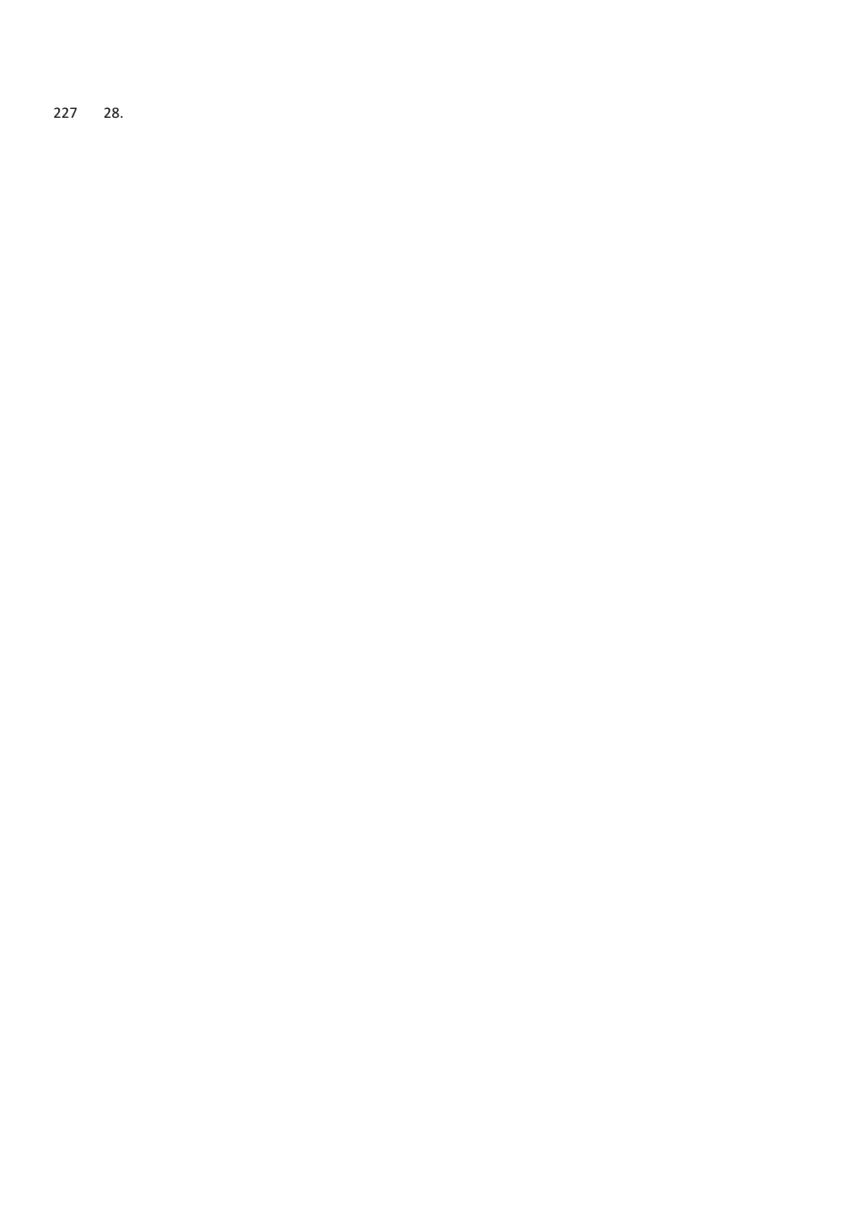28.